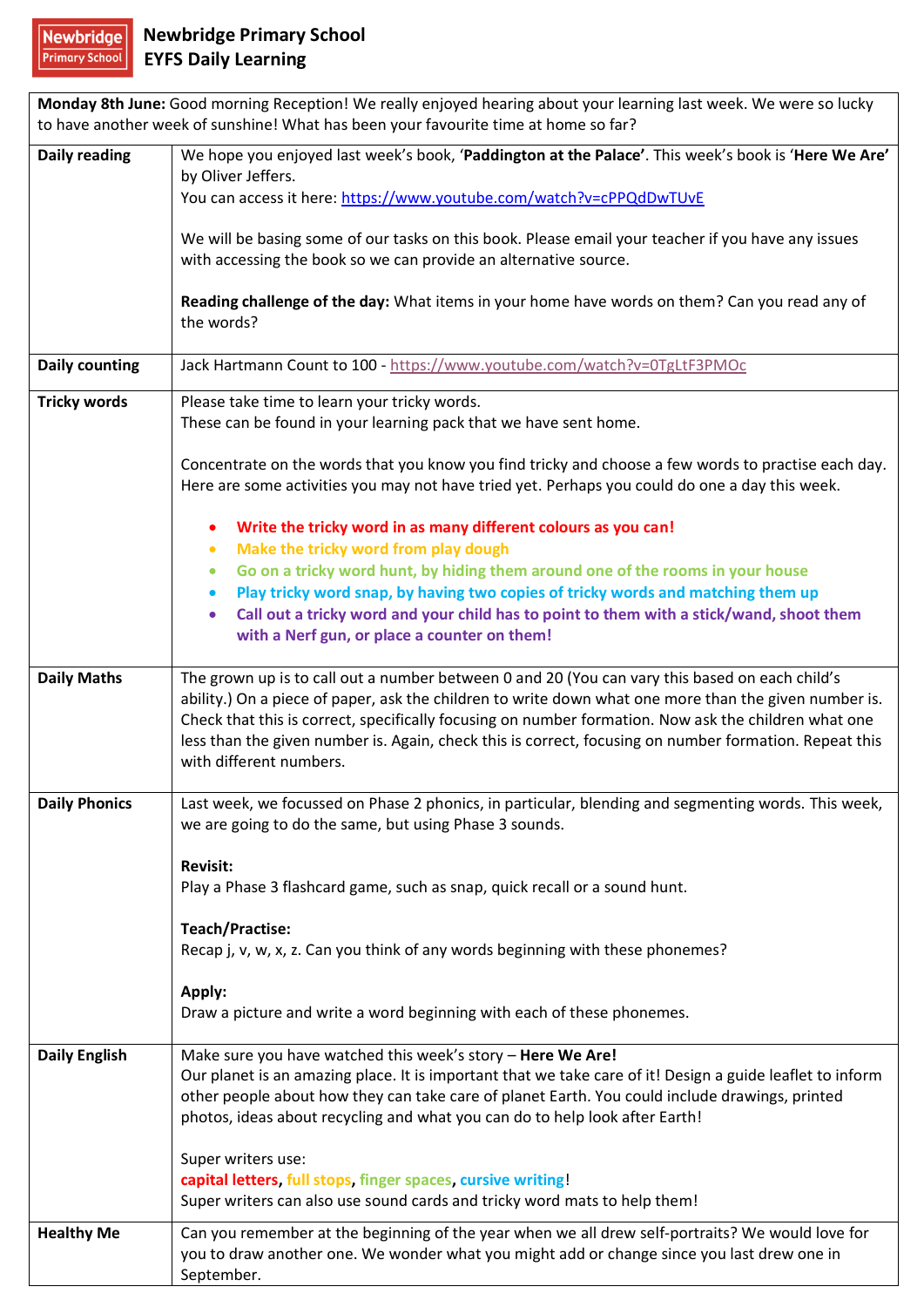# Newbridge Primary School
## EYFS Daily Learning

| **Monday 8th June:** Good morning Reception! We really enjoyed hearing about your learning last week. We were so lucky to have another week of sunshine! What has been your favourite time at home so far? | |
|---|---|
| **Daily reading** | We hope you enjoyed last week's book, '**Paddington at the Palace**'. This week's book is '**Here We Are**' by Oliver Jeffers.<br>You can access it here: https://www.youtube.com/watch?v=cPPQdDwTUvE<br><br>We will be basing some of our tasks on this book. Please email your teacher if you have any issues with accessing the book so we can provide an alternative source.<br><br>**Reading challenge of the day:** What items in your home have words on them? Can you read any of the words? |
| **Daily counting** | Jack Hartmann Count to 100 - https://www.youtube.com/watch?v=0TgLtF3PMOc |
| **Tricky words** | Please take time to learn your tricky words.<br>These can be found in your learning pack that we have sent home.<br><br>Concentrate on the words that you know you find tricky and choose a few words to practise each day. Here are some activities you may not have tried yet. Perhaps you could do one a day this week.<br><br>• **Write the tricky word in as many different colours as you can!**<br>• **Make the tricky word from play dough**<br>• **Go on a tricky word hunt, by hiding them around one of the rooms in your house**<br>• **Play tricky word snap, by having two copies of tricky words and matching them up**<br>• **Call out a tricky word and your child has to point to them with a stick/wand, shoot them with a Nerf gun, or place a counter on them!** |
| **Daily Maths** | The grown up is to call out a number between 0 and 20 (You can vary this based on each child's ability.) On a piece of paper, ask the children to write down what one more than the given number is. Check that this is correct, specifically focusing on number formation. Now ask the children what one less than the given number is. Again, check this is correct, focusing on number formation. Repeat this with different numbers. |
| **Daily Phonics** | Last week, we focussed on Phase 2 phonics, in particular, blending and segmenting words. This week, we are going to do the same, but using Phase 3 sounds.<br><br>**Revisit:**<br>Play a Phase 3 flashcard game, such as snap, quick recall or a sound hunt.<br><br>**Teach/Practise:**<br>Recap j, v, w, x, z. Can you think of any words beginning with these phonemes?<br><br>**Apply:**<br>Draw a picture and write a word beginning with each of these phonemes. |
| **Daily English** | Make sure you have watched this week's story – **Here We Are!**<br>Our planet is an amazing place. It is important that we take care of it! Design a guide leaflet to inform other people about how they can take care of planet Earth. You could include drawings, printed photos, ideas about recycling and what you can do to help look after Earth!<br><br>Super writers use:<br>**capital letters**, **full stops**, **finger spaces**, **cursive writing**!<br>Super writers can also use sound cards and tricky word mats to help them! |
| **Healthy Me** | Can you remember at the beginning of the year when we all drew self-portraits? We would love for you to draw another one. We wonder what you might add or change since you last drew one in September. |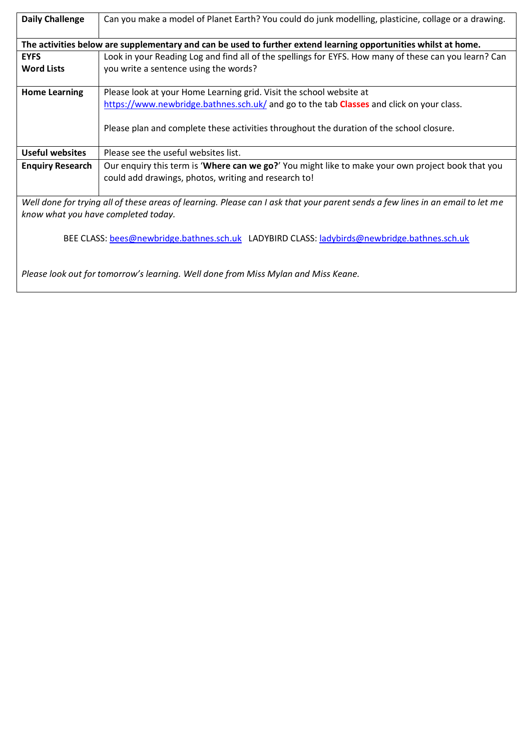| | |
|---|---|
| **Daily Challenge** | Can you make a model of Planet Earth? You could do junk modelling, plasticine, collage or a drawing. |
| **The activities below are supplementary and can be used to further extend learning opportunities whilst at home.** | |
| **EYFS Word Lists** | Look in your Reading Log and find all of the spellings for EYFS. How many of these can you learn? Can you write a sentence using the words? |
| **Home Learning** | Please look at your Home Learning grid. Visit the school website at https://www.newbridge.bathnes.sch.uk/ and go to the tab **Classes** and click on your class.<br><br>Please plan and complete these activities throughout the duration of the school closure. |
| **Useful websites** | Please see the useful websites list. |
| **Enquiry Research** | Our enquiry this term is '**Where can we go?**' You might like to make your own project book that you could add drawings, photos, writing and research to! |

*Well done for trying all of these areas of learning. Please can I ask that your parent sends a few lines in an email to let me know what you have completed today.*

BEE CLASS: bees@newbridge.bathnes.sch.uk LADYBIRD CLASS: ladybirds@newbridge.bathnes.sch.uk

*Please look out for tomorrow's learning. Well done from Miss Mylan and Miss Keane.*